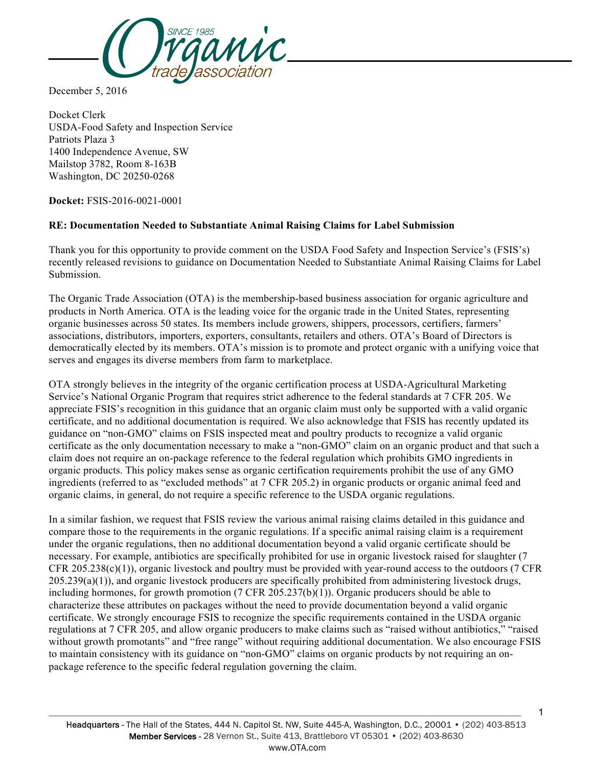December 5, 2016

Docket Clerk
USDA-Food Safety and Inspection Service
Patriots Plaza 3
1400 Independence Avenue, SW
Mailstop 3782, Room 8-163B
Washington, DC 20250-0268

**Docket:** FSIS-2016-0021-0001

**RE: Documentation Needed to Substantiate Animal Raising Claims for Label Submission**

Thank you for this opportunity to provide comment on the USDA Food Safety and Inspection Service's (FSIS's) recently released revisions to guidance on Documentation Needed to Substantiate Animal Raising Claims for Label Submission.

The Organic Trade Association (OTA) is the membership-based business association for organic agriculture and products in North America. OTA is the leading voice for the organic trade in the United States, representing organic businesses across 50 states. Its members include growers, shippers, processors, certifiers, farmers' associations, distributors, importers, exporters, consultants, retailers and others. OTA's Board of Directors is democratically elected by its members. OTA's mission is to promote and protect organic with a unifying voice that serves and engages its diverse members from farm to marketplace.

OTA strongly believes in the integrity of the organic certification process at USDA-Agricultural Marketing Service's National Organic Program that requires strict adherence to the federal standards at 7 CFR 205. We appreciate FSIS's recognition in this guidance that an organic claim must only be supported with a valid organic certificate, and no additional documentation is required. We also acknowledge that FSIS has recently updated its guidance on "non-GMO" claims on FSIS inspected meat and poultry products to recognize a valid organic certificate as the only documentation necessary to make a "non-GMO" claim on an organic product and that such a claim does not require an on-package reference to the federal regulation which prohibits GMO ingredients in organic products. This policy makes sense as organic certification requirements prohibit the use of any GMO ingredients (referred to as "excluded methods" at 7 CFR 205.2) in organic products or organic animal feed and organic claims, in general, do not require a specific reference to the USDA organic regulations.

In a similar fashion, we request that FSIS review the various animal raising claims detailed in this guidance and compare those to the requirements in the organic regulations. If a specific animal raising claim is a requirement under the organic regulations, then no additional documentation beyond a valid organic certificate should be necessary. For example, antibiotics are specifically prohibited for use in organic livestock raised for slaughter (7 CFR 205.238(c)(1)), organic livestock and poultry must be provided with year-round access to the outdoors (7 CFR 205.239(a)(1)), and organic livestock producers are specifically prohibited from administering livestock drugs, including hormones, for growth promotion (7 CFR 205.237(b)(1)). Organic producers should be able to characterize these attributes on packages without the need to provide documentation beyond a valid organic certificate. We strongly encourage FSIS to recognize the specific requirements contained in the USDA organic regulations at 7 CFR 205, and allow organic producers to make claims such as "raised without antibiotics," "raised without growth promotants" and "free range" without requiring additional documentation. We also encourage FSIS to maintain consistency with its guidance on "non-GMO" claims on organic products by not requiring an on-package reference to the specific federal regulation governing the claim.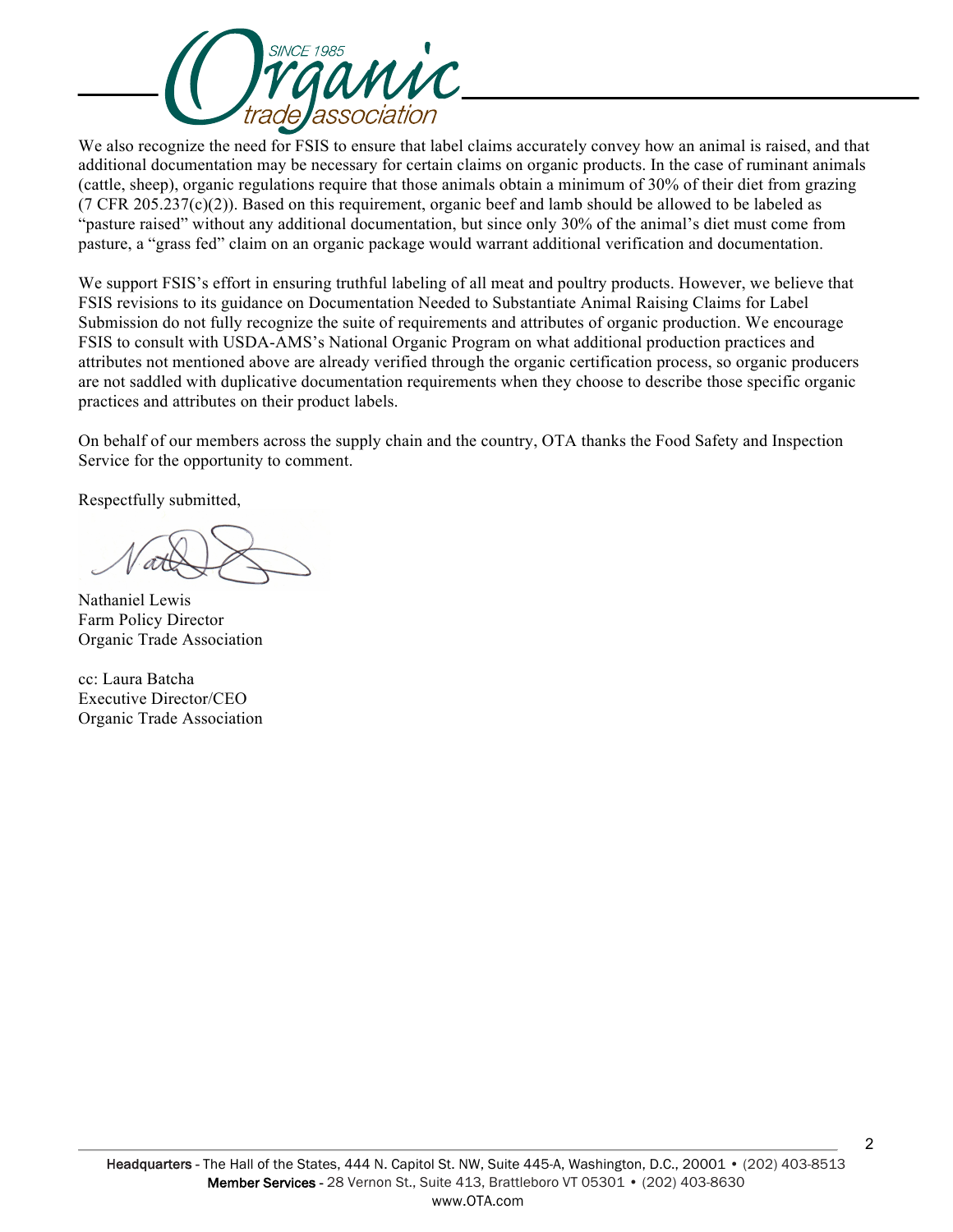We also recognize the need for FSIS to ensure that label claims accurately convey how an animal is raised, and that additional documentation may be necessary for certain claims on organic products. In the case of ruminant animals (cattle, sheep), organic regulations require that those animals obtain a minimum of 30% of their diet from grazing (7 CFR 205.237(c)(2)). Based on this requirement, organic beef and lamb should be allowed to be labeled as "pasture raised" without any additional documentation, but since only 30% of the animal's diet must come from pasture, a "grass fed" claim on an organic package would warrant additional verification and documentation.

We support FSIS's effort in ensuring truthful labeling of all meat and poultry products. However, we believe that FSIS revisions to its guidance on Documentation Needed to Substantiate Animal Raising Claims for Label Submission do not fully recognize the suite of requirements and attributes of organic production. We encourage FSIS to consult with USDA-AMS's National Organic Program on what additional production practices and attributes not mentioned above are already verified through the organic certification process, so organic producers are not saddled with duplicative documentation requirements when they choose to describe those specific organic practices and attributes on their product labels.

On behalf of our members across the supply chain and the country, OTA thanks the Food Safety and Inspection Service for the opportunity to comment.

Respectfully submitted,

Nathaniel Lewis
Farm Policy Director
Organic Trade Association

cc: Laura Batcha
Executive Director/CEO
Organic Trade Association